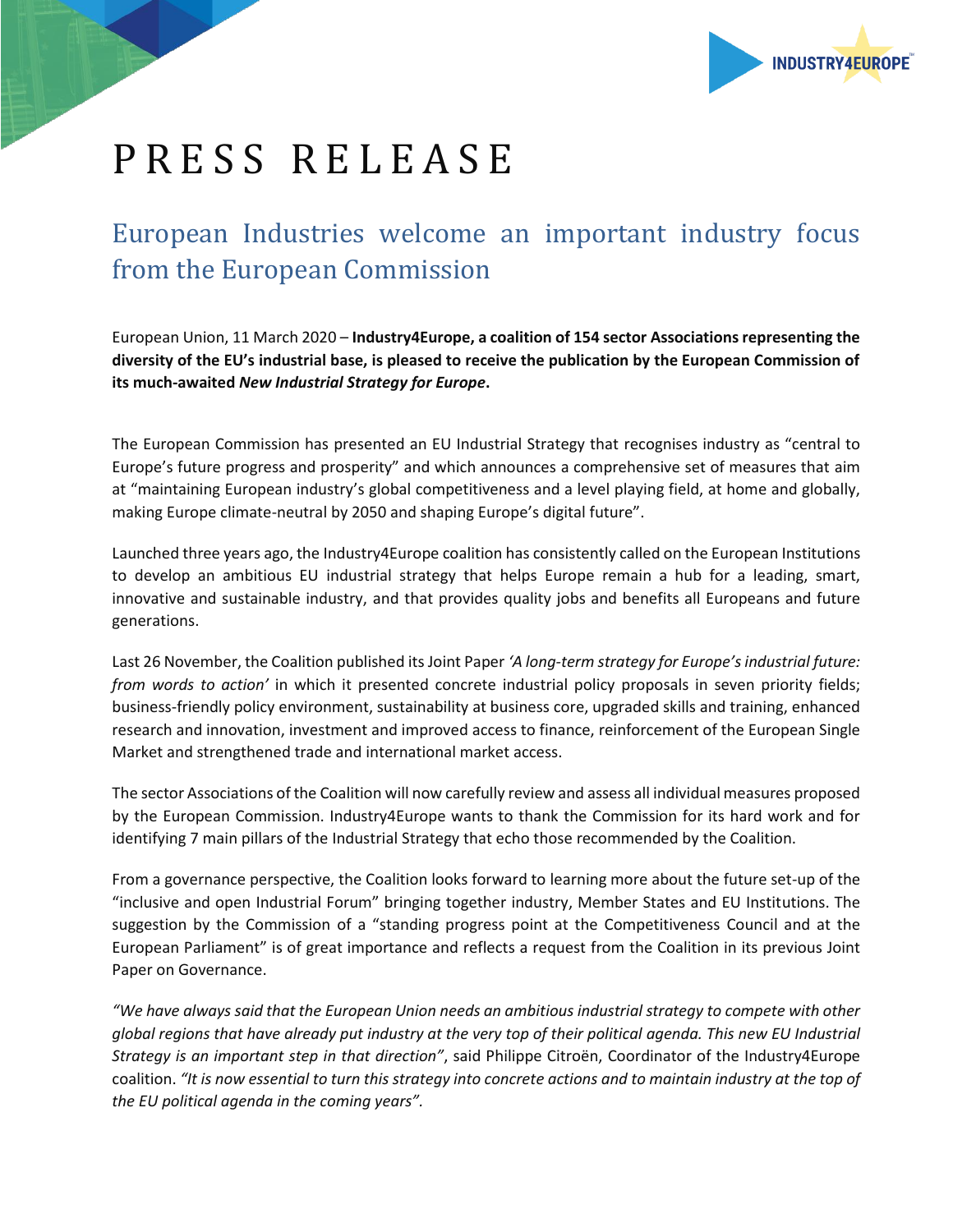# PRESS RELEASE

## European Industries welcome an important industry focus from the European Commission

European Union, 11 March 2020 – **Industry4Europe, a coalition of 154 sector Associations representing the diversity of the EU's industrial base, is pleased to receive the publication by the European Commission of its much-awaited *New Industrial Strategy for Europe*.**

The European Commission has presented an EU Industrial Strategy that recognises industry as "central to Europe's future progress and prosperity" and which announces a comprehensive set of measures that aim at "maintaining European industry's global competitiveness and a level playing field, at home and globally, making Europe climate-neutral by 2050 and shaping Europe's digital future".

Launched three years ago, the Industry4Europe coalition has consistently called on the European Institutions to develop an ambitious EU industrial strategy that helps Europe remain a hub for a leading, smart, innovative and sustainable industry, and that provides quality jobs and benefits all Europeans and future generations.

Last 26 November, the Coalition published its Joint Paper *'A long-term strategy for Europe's industrial future: from words to action'* in which it presented concrete industrial policy proposals in seven priority fields; business-friendly policy environment, sustainability at business core, upgraded skills and training, enhanced research and innovation, investment and improved access to finance, reinforcement of the European Single Market and strengthened trade and international market access.

The sector Associations of the Coalition will now carefully review and assess all individual measures proposed by the European Commission. Industry4Europe wants to thank the Commission for its hard work and for identifying 7 main pillars of the Industrial Strategy that echo those recommended by the Coalition.

From a governance perspective, the Coalition looks forward to learning more about the future set-up of the "inclusive and open Industrial Forum" bringing together industry, Member States and EU Institutions. The suggestion by the Commission of a "standing progress point at the Competitiveness Council and at the European Parliament" is of great importance and reflects a request from the Coalition in its previous Joint Paper on Governance.

*"We have always said that the European Union needs an ambitious industrial strategy to compete with other global regions that have already put industry at the very top of their political agenda. This new EU Industrial Strategy is an important step in that direction"*, said Philippe Citroën, Coordinator of the Industry4Europe coalition. *"It is now essential to turn this strategy into concrete actions and to maintain industry at the top of the EU political agenda in the coming years".*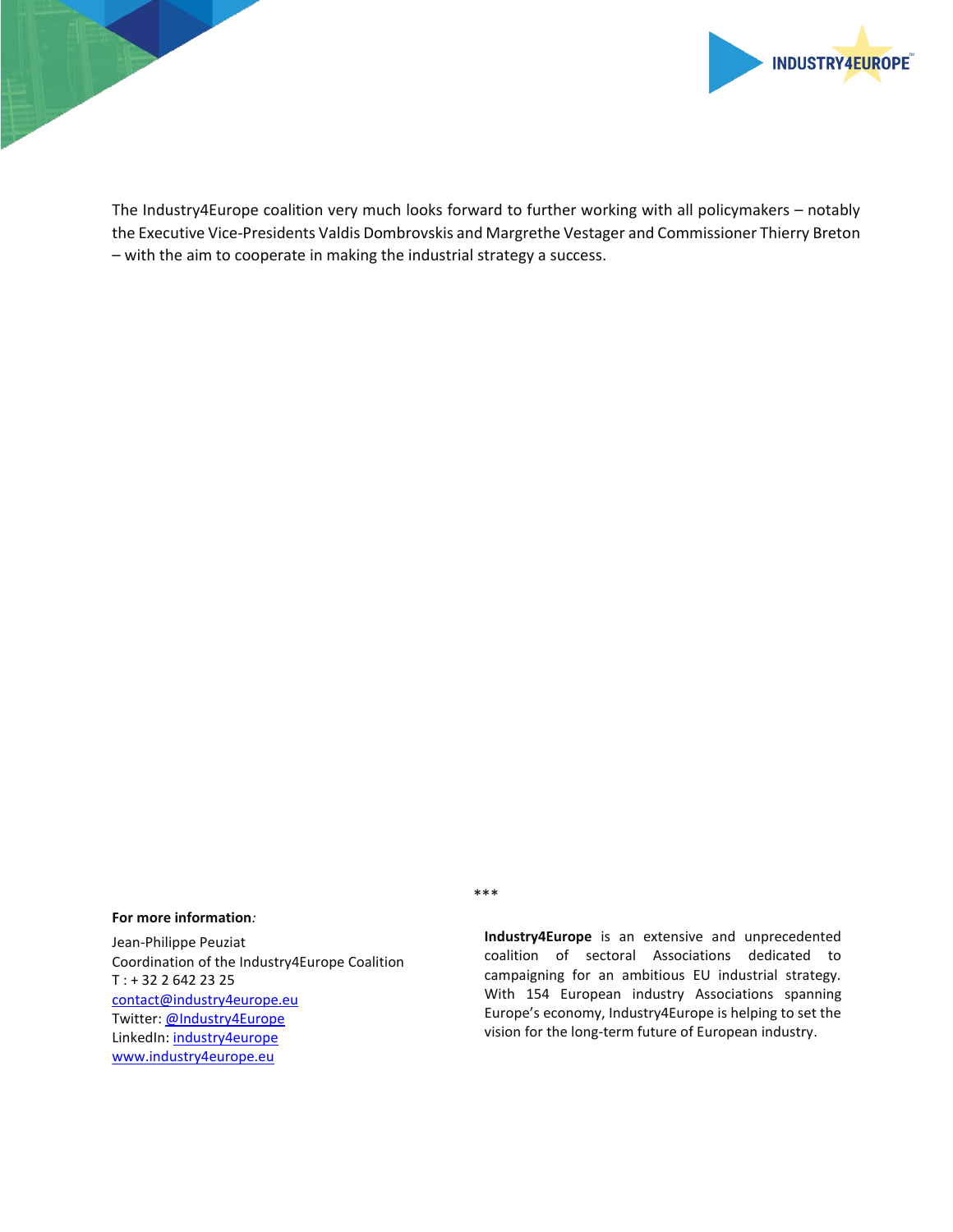The Industry4Europe coalition very much looks forward to further working with all policymakers – notably the Executive Vice-Presidents Valdis Dombrovskis and Margrethe Vestager and Commissioner Thierry Breton – with the aim to cooperate in making the industrial strategy a success.

***

**For more information***:*

Jean-Philippe Peuziat
Coordination of the Industry4Europe Coalition
T : + 32 2 642 23 25
contact@industry4europe.eu
Twitter: @Industry4Europe
LinkedIn: industry4europe
www.industry4europe.eu

**Industry4Europe** is an extensive and unprecedented coalition of sectoral Associations dedicated to campaigning for an ambitious EU industrial strategy. With 154 European industry Associations spanning Europe's economy, Industry4Europe is helping to set the vision for the long-term future of European industry.